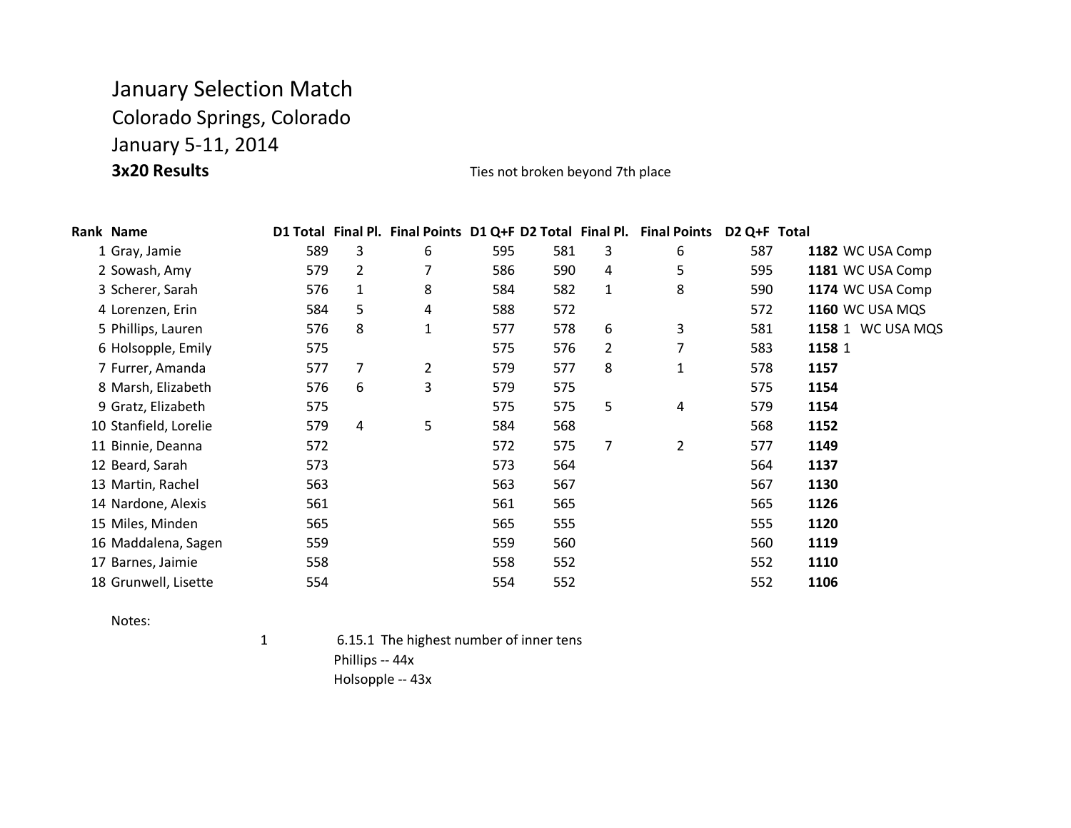# January Selection Match

Colorado Springs, Colorado

January 5-11, 2014

**3x20 Results**

Ties not broken beyond 7th place

| Rank | Name | D1 Total | Final Pl. | Final Points | D1 Q+F | D2 Total | Final Pl. | Final Points | D2 Q+F | Total | |
|---|---|---|---|---|---|---|---|---|---|---|---|
| 1 | Gray, Jamie | 589 | 3 | 6 | 595 | 581 | 3 | 6 | 587 | **1182** | WC USA Comp |
| 2 | Sowash, Amy | 579 | 2 | 7 | 586 | 590 | 4 | 5 | 595 | **1181** | WC USA Comp |
| 3 | Scherer, Sarah | 576 | 1 | 8 | 584 | 582 | 1 | 8 | 590 | **1174** | WC USA Comp |
| 4 | Lorenzen, Erin | 584 | 5 | 4 | 588 | 572 | | | 572 | **1160** | WC USA MQS |
| 5 | Phillips, Lauren | 576 | 8 | 1 | 577 | 578 | 6 | 3 | 581 | **1158** | 1 WC USA MQS |
| 6 | Holsopple, Emily | 575 | | | 575 | 576 | 2 | 7 | 583 | **1158** | 1 |
| 7 | Furrer, Amanda | 577 | 7 | 2 | 579 | 577 | 8 | 1 | 578 | **1157** | |
| 8 | Marsh, Elizabeth | 576 | 6 | 3 | 579 | 575 | | | 575 | **1154** | |
| 9 | Gratz, Elizabeth | 575 | | | 575 | 575 | 5 | 4 | 579 | **1154** | |
| 10 | Stanfield, Lorelie | 579 | 4 | 5 | 584 | 568 | | | 568 | **1152** | |
| 11 | Binnie, Deanna | 572 | | | 572 | 575 | 7 | 2 | 577 | **1149** | |
| 12 | Beard, Sarah | 573 | | | 573 | 564 | | | 564 | **1137** | |
| 13 | Martin, Rachel | 563 | | | 563 | 567 | | | 567 | **1130** | |
| 14 | Nardone, Alexis | 561 | | | 561 | 565 | | | 565 | **1126** | |
| 15 | Miles, Minden | 565 | | | 565 | 555 | | | 555 | **1120** | |
| 16 | Maddalena, Sagen | 559 | | | 559 | 560 | | | 560 | **1119** | |
| 17 | Barnes, Jaimie | 558 | | | 558 | 552 | | | 552 | **1110** | |
| 18 | Grunwell, Lisette | 554 | | | 554 | 552 | | | 552 | **1106** | |

Notes:

1 6.15.1 The highest number of inner tens

Phillips -- 44x

Holsopple -- 43x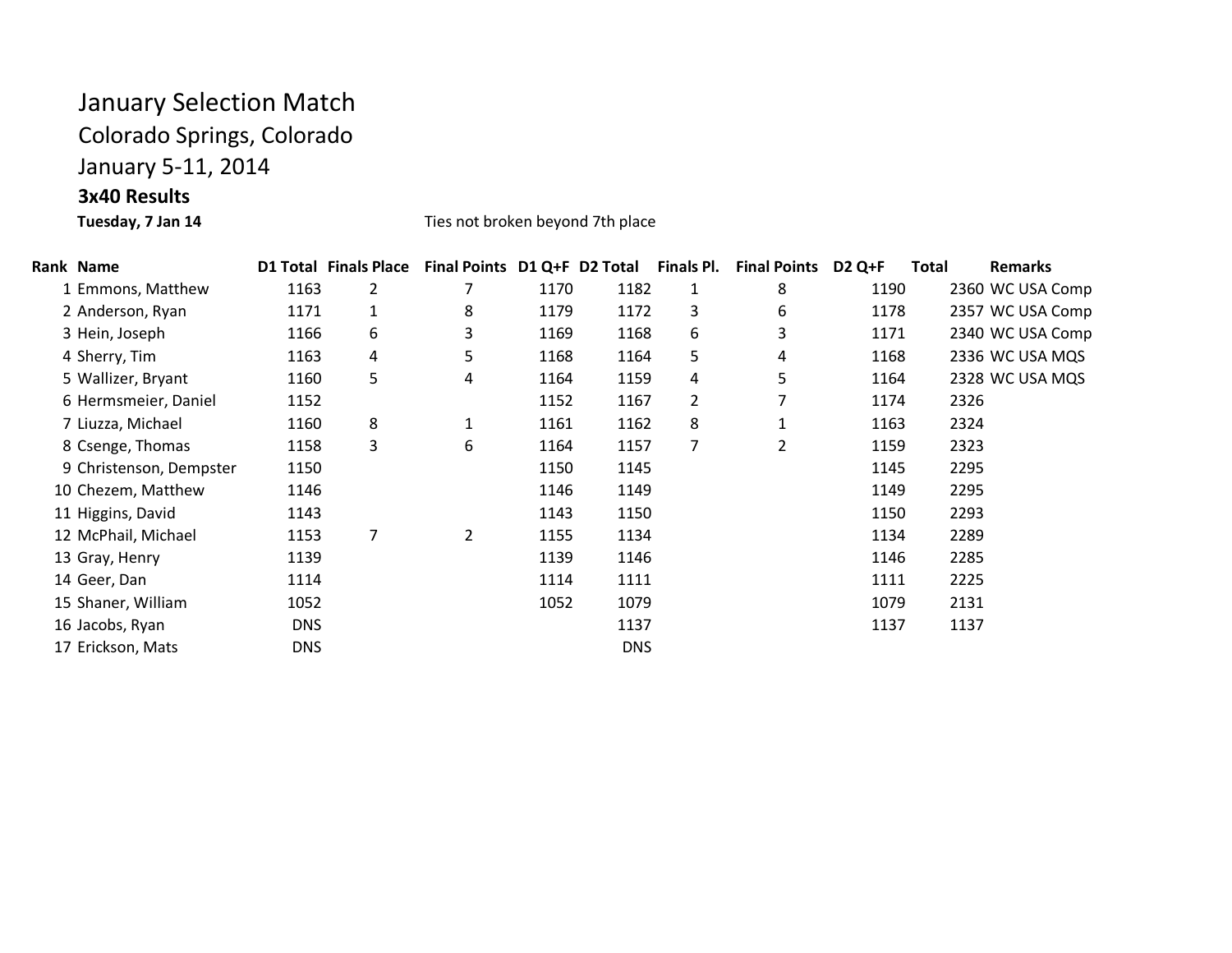# January Selection Match

## Colorado Springs, Colorado

## January 5-11, 2014

### 3x40 Results

**Tuesday, 7 Jan 14**

Ties not broken beyond 7th place

| Rank | Name | D1 Total | Finals Place | Final Points | D1 Q+F | D2 Total | Finals Pl. | Final Points | D2 Q+F | Total | Remarks |
|---|---|---|---|---|---|---|---|---|---|---|---|
| 1 | Emmons, Matthew | 1163 | 2 | 7 | 1170 | 1182 | 1 | 8 | 1190 | 2360 | WC USA Comp |
| 2 | Anderson, Ryan | 1171 | 1 | 8 | 1179 | 1172 | 3 | 6 | 1178 | 2357 | WC USA Comp |
| 3 | Hein, Joseph | 1166 | 6 | 3 | 1169 | 1168 | 6 | 3 | 1171 | 2340 | WC USA Comp |
| 4 | Sherry, Tim | 1163 | 4 | 5 | 1168 | 1164 | 5 | 4 | 1168 | 2336 | WC USA MQS |
| 5 | Wallizer, Bryant | 1160 | 5 | 4 | 1164 | 1159 | 4 | 5 | 1164 | 2328 | WC USA MQS |
| 6 | Hermsmeier, Daniel | 1152 | | | 1152 | 1167 | 2 | 7 | 1174 | 2326 | |
| 7 | Liuzza, Michael | 1160 | 8 | 1 | 1161 | 1162 | 8 | 1 | 1163 | 2324 | |
| 8 | Csenge, Thomas | 1158 | 3 | 6 | 1164 | 1157 | 7 | 2 | 1159 | 2323 | |
| 9 | Christenson, Dempster | 1150 | | | 1150 | 1145 | | | 1145 | 2295 | |
| 10 | Chezem, Matthew | 1146 | | | 1146 | 1149 | | | 1149 | 2295 | |
| 11 | Higgins, David | 1143 | | | 1143 | 1150 | | | 1150 | 2293 | |
| 12 | McPhail, Michael | 1153 | 7 | 2 | 1155 | 1134 | | | 1134 | 2289 | |
| 13 | Gray, Henry | 1139 | | | 1139 | 1146 | | | 1146 | 2285 | |
| 14 | Geer, Dan | 1114 | | | 1114 | 1111 | | | 1111 | 2225 | |
| 15 | Shaner, William | 1052 | | | 1052 | 1079 | | | 1079 | 2131 | |
| 16 | Jacobs, Ryan | DNS | | | | 1137 | | | 1137 | 1137 | |
| 17 | Erickson, Mats | DNS | | | | DNS | | | | | |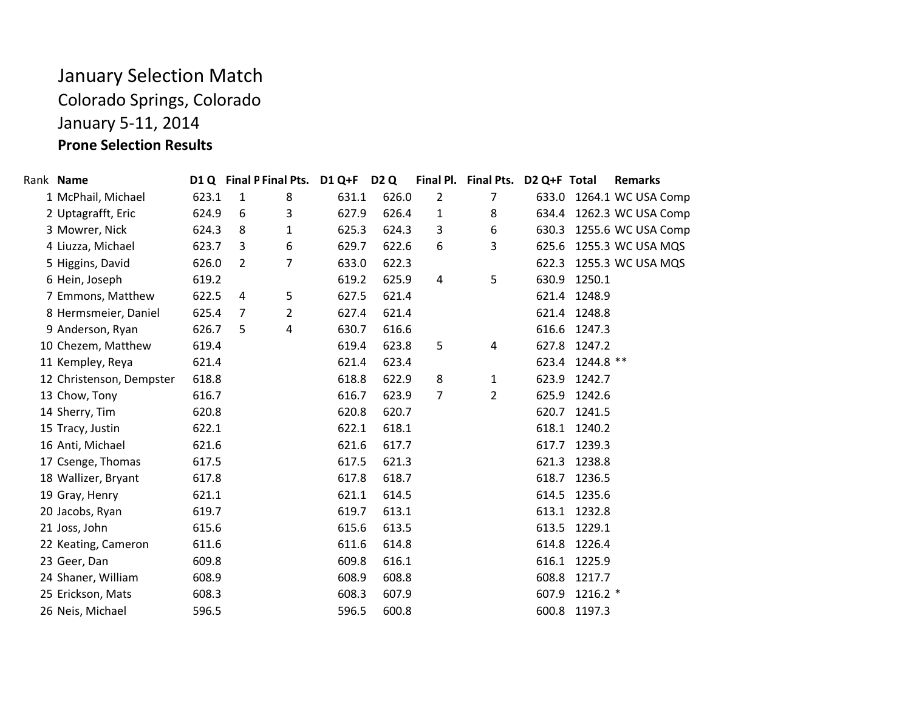# January Selection Match

## Colorado Springs, Colorado

## January 5-11, 2014

### Prone Selection Results

| Rank | Name | D1 Q | Final P | Final Pts. | D1 Q+F | D2 Q | Final Pl. | Final Pts. | D2 Q+F | Total | Remarks |
|---|---|---|---|---|---|---|---|---|---|---|---|
| 1 | McPhail, Michael | 623.1 | 1 | 8 | 631.1 | 626.0 | 2 | 7 | 633.0 | 1264.1 | WC USA Comp |
| 2 | Uptagrafft, Eric | 624.9 | 6 | 3 | 627.9 | 626.4 | 1 | 8 | 634.4 | 1262.3 | WC USA Comp |
| 3 | Mowrer, Nick | 624.3 | 8 | 1 | 625.3 | 624.3 | 3 | 6 | 630.3 | 1255.6 | WC USA Comp |
| 4 | Liuzza, Michael | 623.7 | 3 | 6 | 629.7 | 622.6 | 6 | 3 | 625.6 | 1255.3 | WC USA MQS |
| 5 | Higgins, David | 626.0 | 2 | 7 | 633.0 | 622.3 | | | 622.3 | 1255.3 | WC USA MQS |
| 6 | Hein, Joseph | 619.2 | | | 619.2 | 625.9 | 4 | 5 | 630.9 | 1250.1 | |
| 7 | Emmons, Matthew | 622.5 | 4 | 5 | 627.5 | 621.4 | | | 621.4 | 1248.9 | |
| 8 | Hermsmeier, Daniel | 625.4 | 7 | 2 | 627.4 | 621.4 | | | 621.4 | 1248.8 | |
| 9 | Anderson, Ryan | 626.7 | 5 | 4 | 630.7 | 616.6 | | | 616.6 | 1247.3 | |
| 10 | Chezem, Matthew | 619.4 | | | 619.4 | 623.8 | 5 | 4 | 627.8 | 1247.2 | |
| 11 | Kempley, Reya | 621.4 | | | 621.4 | 623.4 | | | 623.4 | 1244.8 | ** |
| 12 | Christenson, Dempster | 618.8 | | | 618.8 | 622.9 | 8 | 1 | 623.9 | 1242.7 | |
| 13 | Chow, Tony | 616.7 | | | 616.7 | 623.9 | 7 | 2 | 625.9 | 1242.6 | |
| 14 | Sherry, Tim | 620.8 | | | 620.8 | 620.7 | | | 620.7 | 1241.5 | |
| 15 | Tracy, Justin | 622.1 | | | 622.1 | 618.1 | | | 618.1 | 1240.2 | |
| 16 | Anti, Michael | 621.6 | | | 621.6 | 617.7 | | | 617.7 | 1239.3 | |
| 17 | Csenge, Thomas | 617.5 | | | 617.5 | 621.3 | | | 621.3 | 1238.8 | |
| 18 | Wallizer, Bryant | 617.8 | | | 617.8 | 618.7 | | | 618.7 | 1236.5 | |
| 19 | Gray, Henry | 621.1 | | | 621.1 | 614.5 | | | 614.5 | 1235.6 | |
| 20 | Jacobs, Ryan | 619.7 | | | 619.7 | 613.1 | | | 613.1 | 1232.8 | |
| 21 | Joss, John | 615.6 | | | 615.6 | 613.5 | | | 613.5 | 1229.1 | |
| 22 | Keating, Cameron | 611.6 | | | 611.6 | 614.8 | | | 614.8 | 1226.4 | |
| 23 | Geer, Dan | 609.8 | | | 609.8 | 616.1 | | | 616.1 | 1225.9 | |
| 24 | Shaner, William | 608.9 | | | 608.9 | 608.8 | | | 608.8 | 1217.7 | |
| 25 | Erickson, Mats | 608.3 | | | 608.3 | 607.9 | | | 607.9 | 1216.2 | * |
| 26 | Neis, Michael | 596.5 | | | 596.5 | 600.8 | | | 600.8 | 1197.3 | |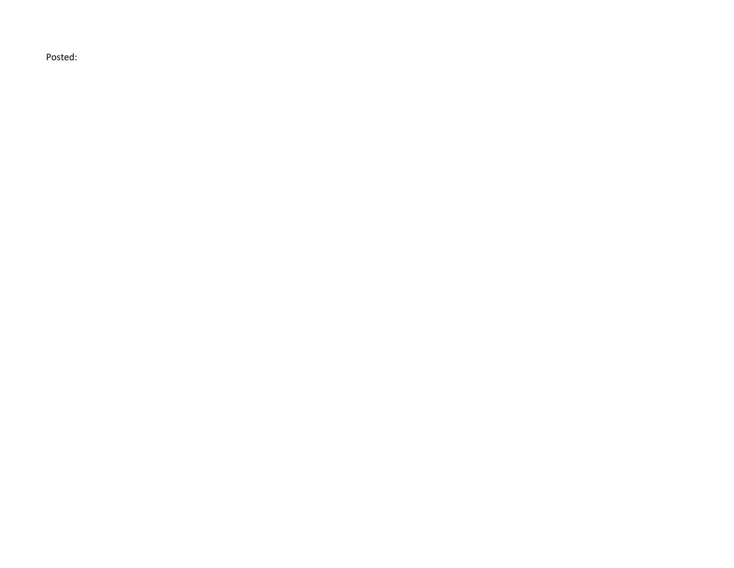Posted: